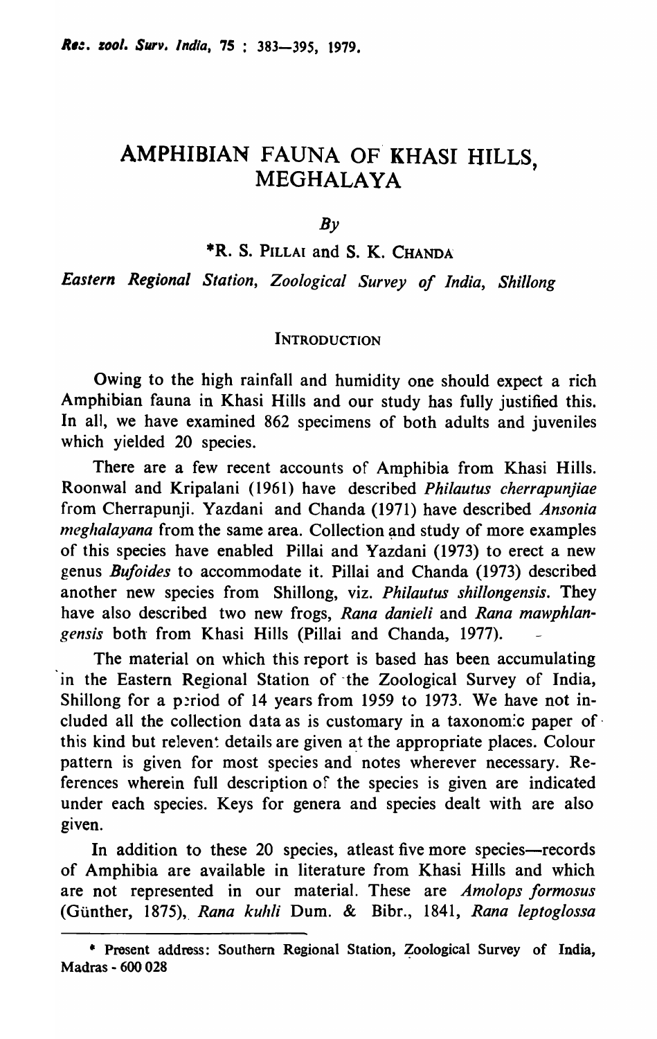# AMPHIBIAN FAUNA OF KHASI HILLS, MEGHALAYA

*By*

\*R. S. PILLAI and S. K. CHANDA

*Eastern Regional Station, Zoological Survey of India, Shillong*

## INTRODUCTION

Owing to the high rainfall and humidity one should expect a rich Amphibian fauna in Khasi Hills and our study has fully justified this. In all, we have examined 862 specimens of both adults and juveniles which yielded 20 species.

There are a few recent accounts of Amphibia from Khasi Hills. Roonwal and Kripalani (1961) have described *Philautus cherrapunjiae* from Cherrapunji. Yazdani and Chanda (1971) have described *Ansonia meghalayana* from the same area. Collection and study of more examples of this species have enabled Pillai and Yazdani (1973) to erect a new genus *Bufoides* to accommodate it. Pillai and Chanda (1973) described another new species from Shillong, viz. *Philautus shillongensis*. They have also described two new frogs, *Rana danieli* and *Rana mawphlangensis* both from Khasi Hills (Pillai and Chanda, 1977).

The material on which this report is based has been accumulating in the Eastern Regional Station of the Zoological Survey of India, Shillong for a period of 14 years from 1959 to 1973. We have not included all the collection data as is customary in a taxonomic paper of this kind but relevent details are given at the appropriate places. Colour pattern is given for most species and notes wherever necessary. References wherein full description of the species is given are indicated under each species. Keys for genera and species dealt with are also given.

In addition to these 20 species, atleast five more species—records of Amphibia are available in literature from Khasi Hills and which are not represented in our material. These are *Amolops formosus* (Günther, 1875), *Rana kuhli* Dum. & Bibr., 1841, *Rana leptoglossa*

\* Present address: Southern Regional Station, Zoological Survey of India, Madras - 600 028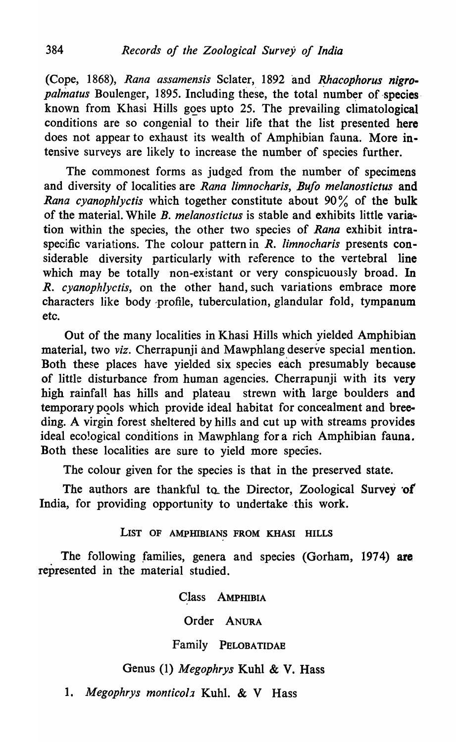(Cope, 1868), *Rana assamensis* Sclater, 1892 and *Rhacophorus nigropalmatus* Boulenger, 1895. Including these, the total number of species known from Khasi Hills goes upto 25. The prevailing climatological conditions are so congenial to their life that the list presented here does not appear to exhaust its wealth of Amphibian fauna. More intensive surveys are likely to increase the number of species further.

The commonest forms as judged from the number of specimens and diversity of localities are *Rana limnocharis*, *Bufo melanostictus* and *Rana cyanophlyctis* which together constitute about 90% of the bulk of the material. While *B. melanostictus* is stable and exhibits little variation within the species, the other two species of *Rana* exhibit intraspecific variations. The colour pattern in *R. limnocharis* presents considerable diversity particularly with reference to the vertebral line which may be totally non-existant or very conspicuously broad. In *R. cyanophlyctis*, on the other hand, such variations embrace more characters like body profile, tuberculation, glandular fold, tympanum etc.

Out of the many localities in Khasi Hills which yielded Amphibian material, two *viz*. Cherrapunji and Mawphlang deserve special mention. Both these places have yielded six species each presumably because of little disturbance from human agencies. Cherrapunji with its very high rainfall has hills and plateau strewn with large boulders and temporary pools which provide ideal habitat for concealment and breeding. A virgin forest sheltered by hills and cut up with streams provides ideal ecological conditions in Mawphlang for a rich Amphibian fauna. Both these localities are sure to yield more species.

The colour given for the species is that in the preserved state.

The authors are thankful to the Director, Zoological Survey of India, for providing opportunity to undertake this work.

## LIST OF AMPHIBIANS FROM KHASI HILLS

The following families, genera and species (Gorham, 1974) are represented in the material studied.

Class AMPHIBIA

Order ANURA

Family PELOBATIDAE

Genus (1) *Megophrys* Kuhl & V. Hass

1. *Megophrys monticola* Kuhl. & V Hass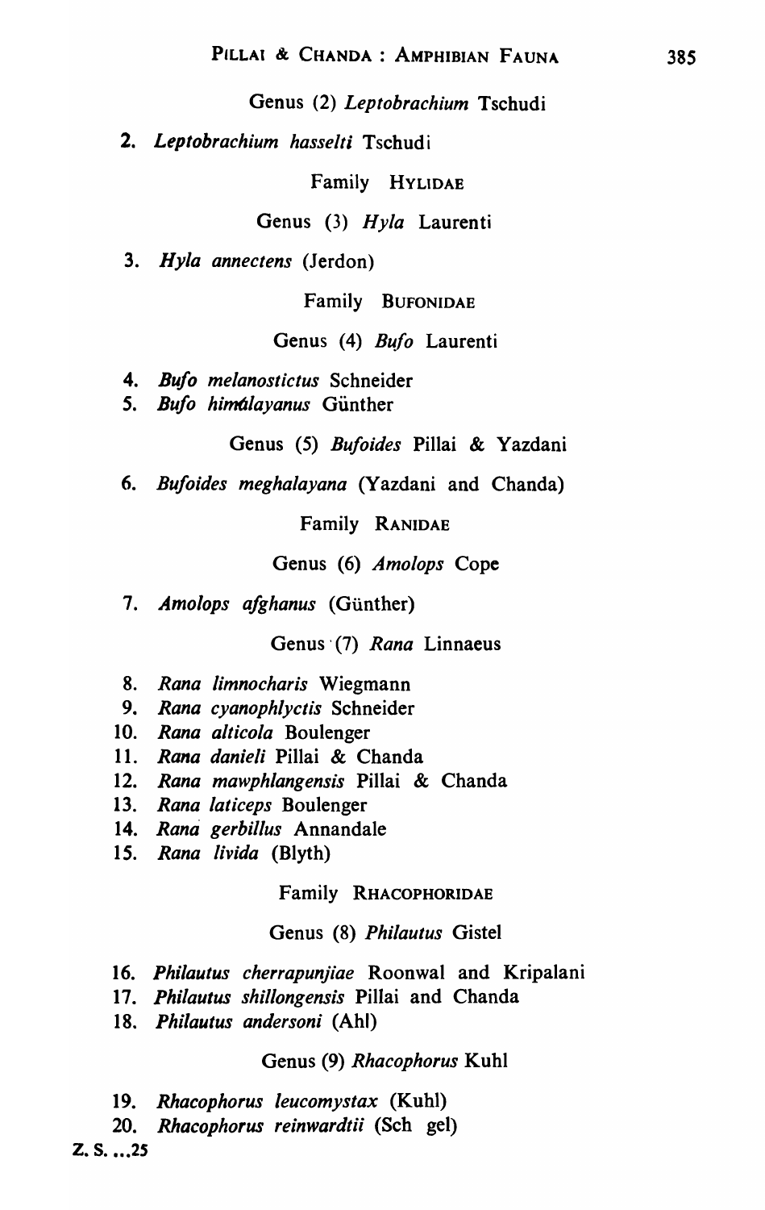Genus (2) *Leptobrachium* Tschudi

2. *Leptobrachium hasselti* Tschudi

Family HYLIDAE

Genus (3) *Hyla* Laurenti

3. *Hyla annectens* (Jerdon)

Family BUFONIDAE

Genus (4) *Bufo* Laurenti

4. *Bufo melanostictus* Schneider
5. *Bufo himalayanus* Günther

Genus (5) *Bufoides* Pillai & Yazdani

6. *Bufoides meghalayana* (Yazdani and Chanda)

Family RANIDAE

Genus (6) *Amolops* Cope

7. *Amolops afghanus* (Günther)

Genus (7) *Rana* Linnaeus

8. *Rana limnocharis* Wiegmann
9. *Rana cyanophlyctis* Schneider
10. *Rana alticola* Boulenger
11. *Rana danieli* Pillai & Chanda
12. *Rana mawphlangensis* Pillai & Chanda
13. *Rana laticeps* Boulenger
14. *Rana gerbillus* Annandale
15. *Rana livida* (Blyth)

Family RHACOPHORIDAE

Genus (8) *Philautus* Gistel

16. *Philautus cherrapunjiae* Roonwal and Kripalani
17. *Philautus shillongensis* Pillai and Chanda
18. *Philautus andersoni* (Ahl)

Genus (9) *Rhacophorus* Kuhl

19. *Rhacophorus leucomystax* (Kuhl)
20. *Rhacophorus reinwardtii* (Sch gel)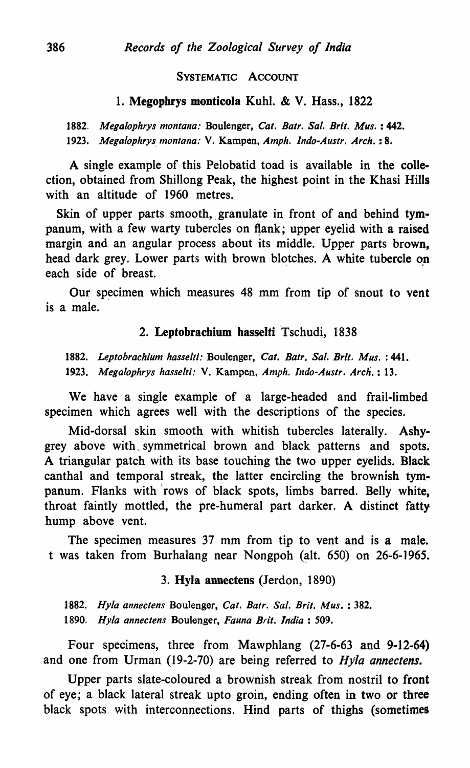## SYSTEMATIC ACCOUNT

### 1. **Megophrys monticola** Kuhl. & V. Hass., 1822

1882. *Megalophrys montana:* Boulenger, *Cat. Batr. Sal. Brit. Mus.* : 442.
1923. *Megalophrys montana:* V. Kampen, *Amph. Indo-Austr. Arch.* : 8.

A single example of this Pelobatid toad is available in the collection, obtained from Shillong Peak, the highest point in the Khasi Hills with an altitude of 1960 metres.

Skin of upper parts smooth, granulate in front of and behind tympanum, with a few warty tubercles on flank; upper eyelid with a raised margin and an angular process about its middle. Upper parts brown, head dark grey. Lower parts with brown blotches. A white tubercle on each side of breast.

Our specimen which measures 48 mm from tip of snout to vent is a male.

### 2. **Leptobrachium hasselti** Tschudi, 1838

1882. *Leptobrachium hasselti:* Boulenger, *Cat. Batr. Sal. Brit. Mus.* : 441.
1923. *Megalophrys hasselti:* V. Kampen, *Amph. Indo-Austr. Arch.* : 13.

We have a single example of a large-headed and frail-limbed specimen which agrees well with the descriptions of the species.

Mid-dorsal skin smooth with whitish tubercles laterally. Ashy-grey above with symmetrical brown and black patterns and spots. A triangular patch with its base touching the two upper eyelids. Black canthal and temporal streak, the latter encircling the brownish tympanum. Flanks with rows of black spots, limbs barred. Belly white, throat faintly mottled, the pre-humeral part darker. A distinct fatty hump above vent.

The specimen measures 37 mm from tip to vent and is a male. t was taken from Burhalang near Nongpoh (alt. 650) on 26-6-1965.

### 3. **Hyla annectens** (Jerdon, 1890)

1882. *Hyla annectens* Boulenger, *Cat. Batr. Sal. Brit. Mus.* : 382.
1890. *Hyla annectens* Boulenger, *Fauna Brit. India* : 509.

Four specimens, three from Mawphlang (27-6-63 and 9-12-64) and one from Urman (19-2-70) are being referred to *Hyla annectens*.

Upper parts slate-coloured a brownish streak from nostril to front of eye; a black lateral streak upto groin, ending often in two or three black spots with interconnections. Hind parts of thighs (sometimes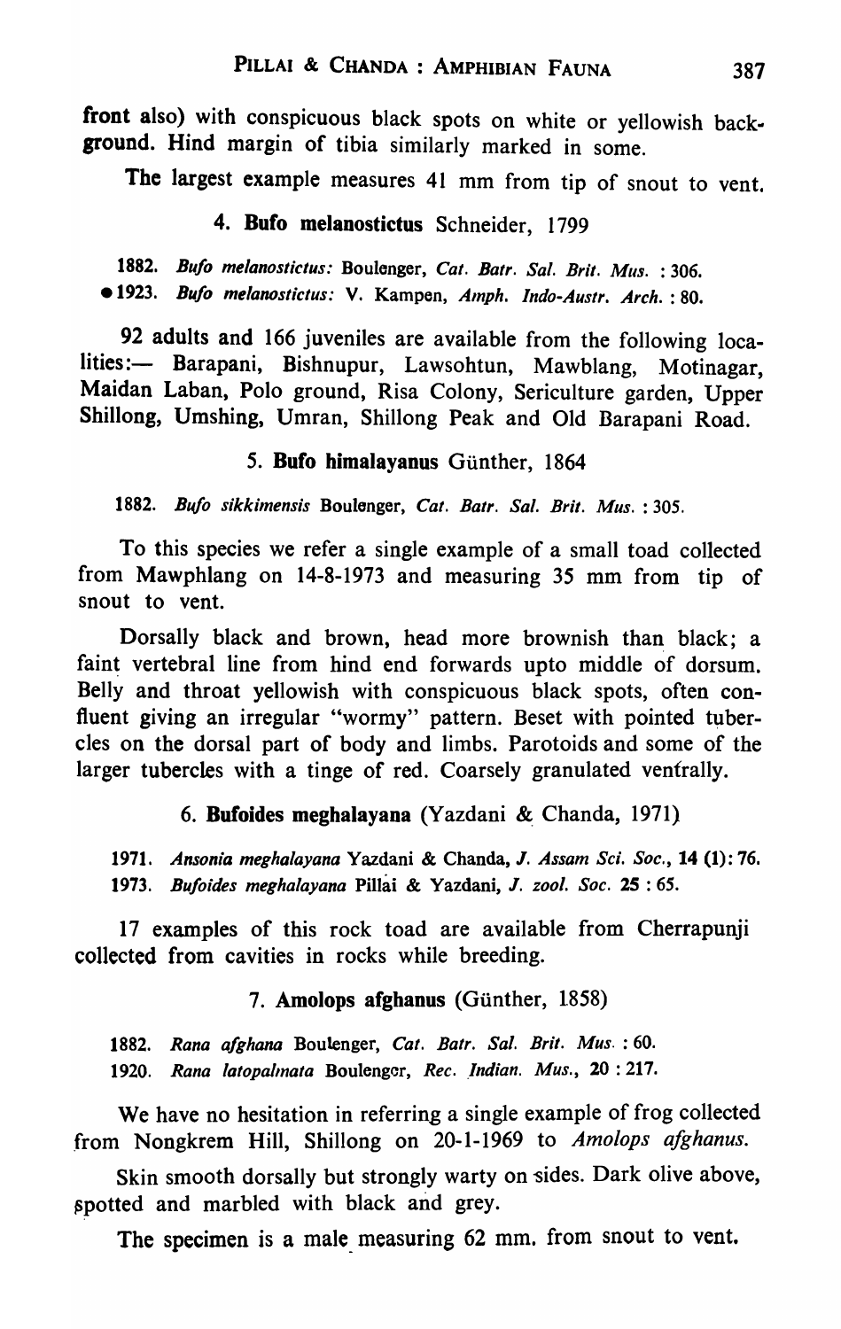front also) with conspicuous black spots on white or yellowish background. Hind margin of tibia similarly marked in some.

The largest example measures 41 mm from tip of snout to vent.

### 4. **Bufo melanostictus** Schneider, 1799

1882. *Bufo melanostictus:* Boulenger, *Cat. Batr. Sal. Brit. Mus.* : 306.
• 1923. *Bufo melanostictus:* V. Kampen, *Amph. Indo-Austr. Arch.* : 80.

92 adults and 166 juveniles are available from the following localities:— Barapani, Bishnupur, Lawsohtun, Mawblang, Motinagar, Maidan Laban, Polo ground, Risa Colony, Sericulture garden, Upper Shillong, Umshing, Umran, Shillong Peak and Old Barapani Road.

### 5. **Bufo himalayanus** Günther, 1864

1882. *Bufo sikkimensis* Boulenger, *Cat. Batr. Sal. Brit. Mus.* : 305.

To this species we refer a single example of a small toad collected from Mawphlang on 14-8-1973 and measuring 35 mm from tip of snout to vent.

Dorsally black and brown, head more brownish than black; a faint vertebral line from hind end forwards upto middle of dorsum. Belly and throat yellowish with conspicuous black spots, often confluent giving an irregular "wormy" pattern. Beset with pointed tubercles on the dorsal part of body and limbs. Parotoids and some of the larger tubercles with a tinge of red. Coarsely granulated ventrally.

### 6. **Bufoides meghalayana** (Yazdani & Chanda, 1971)

1971. *Ansonia meghalayana* Yazdani & Chanda, *J. Assam Sci. Soc.*, **14** (1): 76.
1973. *Bufoides meghalayana* Pillai & Yazdani, *J. zool. Soc.* **25** : 65.

17 examples of this rock toad are available from Cherrapunji collected from cavities in rocks while breeding.

### 7. **Amolops afghanus** (Günther, 1858)

1882. *Rana afghana* Boulenger, *Cat. Batr. Sal. Brit. Mus.* : 60.
1920. *Rana latopalmata* Boulenger, *Rec. Indian. Mus.*, **20** : 217.

We have no hesitation in referring a single example of frog collected from Nongkrem Hill, Shillong on 20-1-1969 to *Amolops afghanus*.

Skin smooth dorsally but strongly warty on sides. Dark olive above, spotted and marbled with black and grey.

The specimen is a male measuring 62 mm. from snout to vent.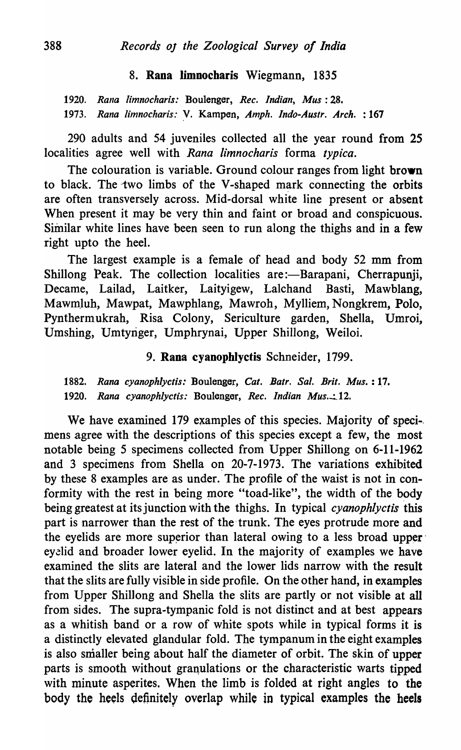### 8. **Rana limnocharis** Wiegmann, 1835

1920. *Rana limnocharis:* Boulenger, *Rec. Indian, Mus* : 28.
1973. *Rana limnocharis:* V. Kampen, *Amph. Indo-Austr. Arch.* : 167

290 adults and 54 juveniles collected all the year round from 25 localities agree well with *Rana limnocharis* forma *typica*.

The colouration is variable. Ground colour ranges from light brown to black. The two limbs of the V-shaped mark connecting the orbits are often transversely across. Mid-dorsal white line present or absent When present it may be very thin and faint or broad and conspicuous. Similar white lines have been seen to run along the thighs and in a few right upto the heel.

The largest example is a female of head and body 52 mm from Shillong Peak. The collection localities are:—Barapani, Cherrapunji, Decame, Lailad, Laitker, Laityigew, Lalchand Basti, Mawblang, Mawmluh, Mawpat, Mawphlang, Mawroh, Mylliem, Nongkrem, Polo, Pynthermukrah, Risa Colony, Sericulture garden, Shella, Umroi, Umshing, Umtynger, Umphrynai, Upper Shillong, Weiloi.

### 9. **Rana cyanophlyctis** Schneider, 1799.

1882. *Rana cyanophlyctis:* Boulenger, *Cat. Batr. Sal. Brit. Mus.* : 17.
1920. *Rana cyanophlyctis:* Boulenger, *Rec. Indian Mus.*: 12.

We have examined 179 examples of this species. Majority of specimens agree with the descriptions of this species except a few, the most notable being 5 specimens collected from Upper Shillong on 6-11-1962 and 3 specimens from Shella on 20-7-1973. The variations exhibited by these 8 examples are as under. The profile of the waist is not in conformity with the rest in being more "toad-like", the width of the body being greatest at its junction with the thighs. In typical *cyanophlyctis* this part is narrower than the rest of the trunk. The eyes protrude more and the eyelids are more superior than lateral owing to a less broad upper eyelid and broader lower eyelid. In the majority of examples we have examined the slits are lateral and the lower lids narrow with the result that the slits are fully visible in side profile. On the other hand, in examples from Upper Shillong and Shella the slits are partly or not visible at all from sides. The supra-tympanic fold is not distinct and at best appears as a whitish band or a row of white spots while in typical forms it is a distinctly elevated glandular fold. The tympanum in the eight examples is also smaller being about half the diameter of orbit. The skin of upper parts is smooth without granulations or the characteristic warts tipped with minute asperites. When the limb is folded at right angles to the body the heels definitely overlap while in typical examples the heels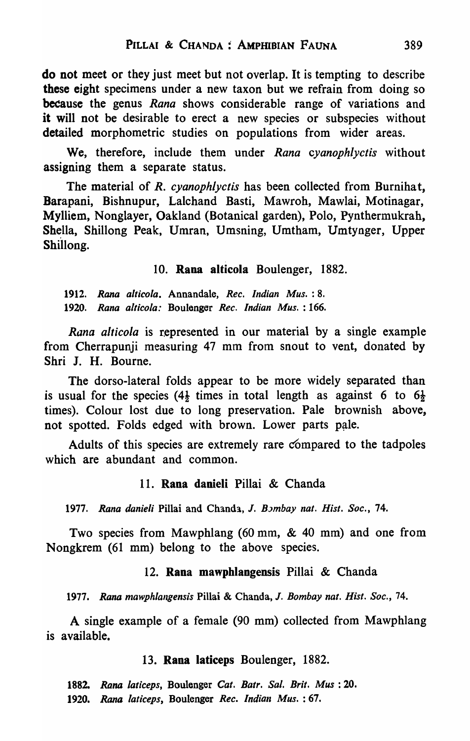do not meet or they just meet but not overlap. It is tempting to describe these eight specimens under a new taxon but we refrain from doing so because the genus *Rana* shows considerable range of variations and it will not be desirable to erect a new species or subspecies without detailed morphometric studies on populations from wider areas.

We, therefore, include them under *Rana cyanophlyctis* without assigning them a separate status.

The material of *R. cyanophlyctis* has been collected from Burnihat, Barapani, Bishnupur, Lalchand Basti, Mawroh, Mawlai, Motinagar, Mylliem, Nonglayer, Oakland (Botanical garden), Polo, Pynthermukrah, Shella, Shillong Peak, Umran, Umsning, Umtham, Umtynger, Upper Shillong.

### 10. **Rana alticola** Boulenger, 1882.

1912. *Rana alticola.* Annandale, *Rec. Indian Mus.* : 8.
1920. *Rana alticola:* Boulenger *Rec. Indian Mus.* : 166.

*Rana alticola* is represented in our material by a single example from Cherrapunji measuring 47 mm from snout to vent, donated by Shri J. H. Bourne.

The dorso-lateral folds appear to be more widely separated than is usual for the species (4½ times in total length as against 6 to 6½ times). Colour lost due to long preservation. Pale brownish above, not spotted. Folds edged with brown. Lower parts pale.

Adults of this species are extremely rare compared to the tadpoles which are abundant and common.

### 11. **Rana danieli** Pillai & Chanda

1977. *Rana danieli* Pillai and Chanda, *J. Bombay nat. Hist. Soc.*, 74.

Two species from Mawphlang (60 mm, & 40 mm) and one from Nongkrem (61 mm) belong to the above species.

### 12. **Rana mawphlangensis** Pillai & Chanda

1977. *Rana mawphlangensis* Pillai & Chanda, *J. Bombay nat. Hist. Soc.*, 74.

A single example of a female (90 mm) collected from Mawphlang is available.

### 13. **Rana laticeps** Boulenger, 1882.

1882. *Rana laticeps*, Boulenger *Cat. Batr. Sal. Brit. Mus* : 20.
1920. *Rana laticeps*, Boulenger *Rec. Indian Mus.* : 67.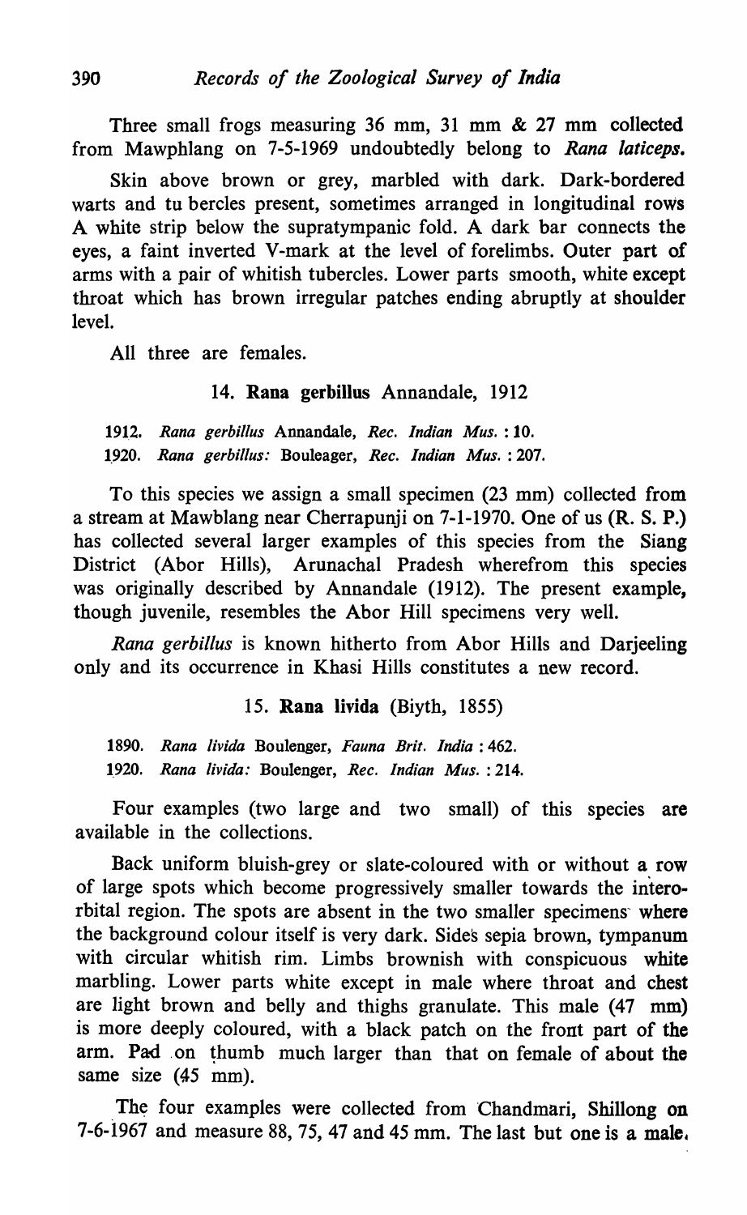Three small frogs measuring 36 mm, 31 mm & 27 mm collected from Mawphlang on 7-5-1969 undoubtedly belong to *Rana laticeps*.

Skin above brown or grey, marbled with dark. Dark-bordered warts and tu bercles present, sometimes arranged in longitudinal rows A white strip below the supratympanic fold. A dark bar connects the eyes, a faint inverted V-mark at the level of forelimbs. Outer part of arms with a pair of whitish tubercles. Lower parts smooth, white except throat which has brown irregular patches ending abruptly at shoulder level.

All three are females.

### 14. Rana gerbillus Annandale, 1912

1912. *Rana gerbillus* Annandale, *Rec. Indian Mus.* : 10.
1920. *Rana gerbillus:* Bouleager, *Rec. Indian Mus.* : 207.

To this species we assign a small specimen (23 mm) collected from a stream at Mawblang near Cherrapunji on 7-1-1970. One of us (R. S. P.) has collected several larger examples of this species from the Siang District (Abor Hills), Arunachal Pradesh wherefrom this species was originally described by Annandale (1912). The present example, though juvenile, resembles the Abor Hill specimens very well.

*Rana gerbillus* is known hitherto from Abor Hills and Darjeeling only and its occurrence in Khasi Hills constitutes a new record.

### 15. Rana livida (Biyth, 1855)

1890. *Rana livida* Boulenger, *Fauna Brit. India* : 462.
1920. *Rana livida:* Boulenger, *Rec. Indian Mus.* : 214.

Four examples (two large and two small) of this species are available in the collections.

Back uniform bluish-grey or slate-coloured with or without a row of large spots which become progressively smaller towards the interorbital region. The spots are absent in the two smaller specimens where the background colour itself is very dark. Sides sepia brown, tympanum with circular whitish rim. Limbs brownish with conspicuous white marbling. Lower parts white except in male where throat and chest are light brown and belly and thighs granulate. This male (47 mm) is more deeply coloured, with a black patch on the front part of the arm. Pad on thumb much larger than that on female of about the same size (45 mm).

The four examples were collected from Chandmari, Shillong on 7-6-1967 and measure 88, 75, 47 and 45 mm. The last but one is a male.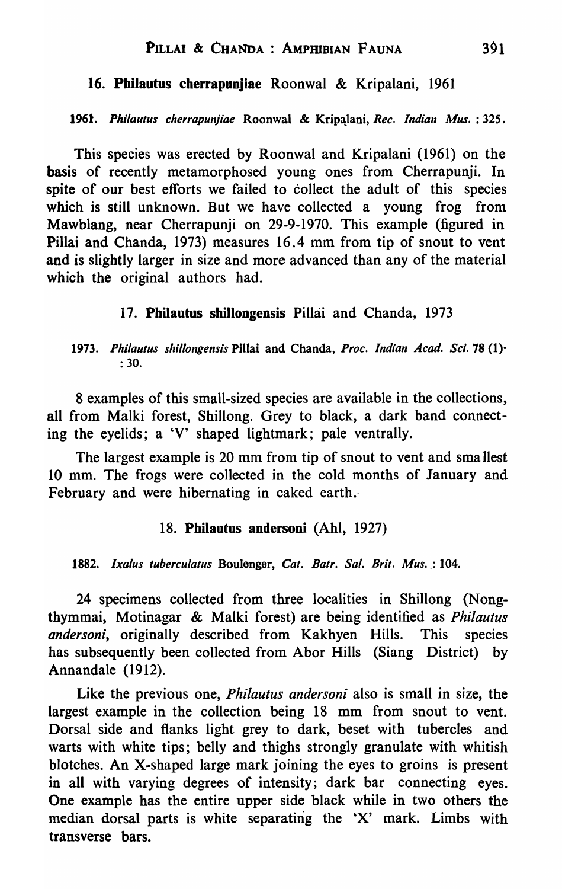### 16. **Philautus cherrapunjiae** Roonwal & Kripalani, 1961

**1961.** *Philautus cherrapunjiae* Roonwal & Kripalani, *Rec. Indian Mus.* : 325.

This species was erected by Roonwal and Kripalani (1961) on the basis of recently metamorphosed young ones from Cherrapunji. In spite of our best efforts we failed to collect the adult of this species which is still unknown. But we have collected a young frog from Mawblang, near Cherrapunji on 29-9-1970. This example (figured in Pillai and Chanda, 1973) measures 16.4 mm from tip of snout to vent and is slightly larger in size and more advanced than any of the material which the original authors had.

### 17. **Philautus shillongensis** Pillai and Chanda, 1973

**1973.** *Philautus shillongensis* Pillai and Chanda, *Proc. Indian Acad. Sci.* **78** (1) : 30.

8 examples of this small-sized species are available in the collections, all from Malki forest, Shillong. Grey to black, a dark band connecting the eyelids; a 'V' shaped lightmark; pale ventrally.

The largest example is 20 mm from tip of snout to vent and smallest 10 mm. The frogs were collected in the cold months of January and February and were hibernating in caked earth.

### 18. **Philautus andersoni** (Ahl, 1927)

**1882.** *Ixalus tuberculatus* Boulenger, *Cat. Batr. Sal. Brit. Mus.* : 104.

24 specimens collected from three localities in Shillong (Nongthymmai, Motinagar & Malki forest) are being identified as *Philautus andersoni*, originally described from Kakhyen Hills. This species has subsequently been collected from Abor Hills (Siang District) by Annandale (1912).

Like the previous one, *Philautus andersoni* also is small in size, the largest example in the collection being 18 mm from snout to vent. Dorsal side and flanks light grey to dark, beset with tubercles and warts with white tips; belly and thighs strongly granulate with whitish blotches. An X-shaped large mark joining the eyes to groins is present in all with varying degrees of intensity; dark bar connecting eyes. One example has the entire upper side black while in two others the median dorsal parts is white separating the 'X' mark. Limbs with transverse bars.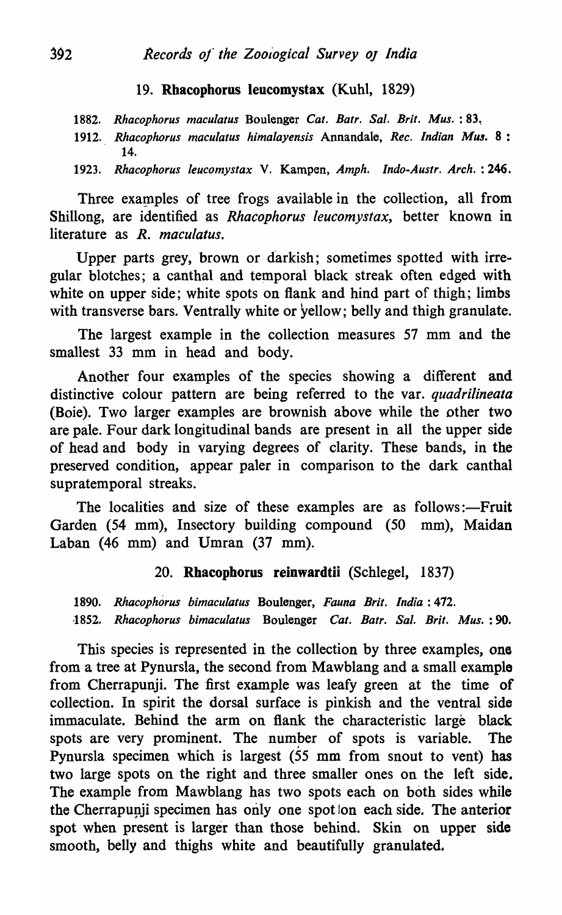### 19. **Rhacophorus leucomystax** (Kuhl, 1829)

1882. *Rhacophorus maculatus* Boulenger *Cat. Batr. Sal. Brit. Mus.* : **83**.

1912. *Rhacophorus maculatus himalayensis* Annandale, *Rec. Indian Mus.* **8** : 14.

1923. *Rhacophorus leucomystax* V. Kampen, *Amph. Indo-Austr. Arch.* : **246**.

Three examples of tree frogs available in the collection, all from Shillong, are identified as *Rhacophorus leucomystax*, better known in literature as *R. maculatus*.

Upper parts grey, brown or darkish; sometimes spotted with irregular blotches; a canthal and temporal black streak often edged with white on upper side; white spots on flank and hind part of thigh; limbs with transverse bars. Ventrally white or yellow; belly and thigh granulate.

The largest example in the collection measures 57 mm and the smallest 33 mm in head and body.

Another four examples of the species showing a different and distinctive colour pattern are being referred to the var. *quadrilineata* (Boie). Two larger examples are brownish above while the other two are pale. Four dark longitudinal bands are present in all the upper side of head and body in varying degrees of clarity. These bands, in the preserved condition, appear paler in comparison to the dark canthal supratemporal streaks.

The localities and size of these examples are as follows:—Fruit Garden (54 mm), Insectory building compound (50 mm), Maidan Laban (46 mm) and Umran (37 mm).

### 20. **Rhacophorus reinwardtii** (Schlegel, 1837)

1890. *Rhacophorus bimaculatus* Boulenger, *Fauna Brit. India* : **472**.

1852. *Rhacophorus bimaculatus* Boulenger *Cat. Batr. Sal. Brit. Mus.* : **90**.

This species is represented in the collection by three examples, one from a tree at Pynursla, the second from Mawblang and a small example from Cherrapunji. The first example was leafy green at the time of collection. In spirit the dorsal surface is pinkish and the ventral side immaculate. Behind the arm on flank the characteristic large black spots are very prominent. The number of spots is variable. The Pynursla specimen which is largest (55 mm from snout to vent) has two large spots on the right and three smaller ones on the left side. The example from Mawblang has two spots each on both sides while the Cherrapunji specimen has only one spot on each side. The anterior spot when present is larger than those behind. Skin on upper side smooth, belly and thighs white and beautifully granulated.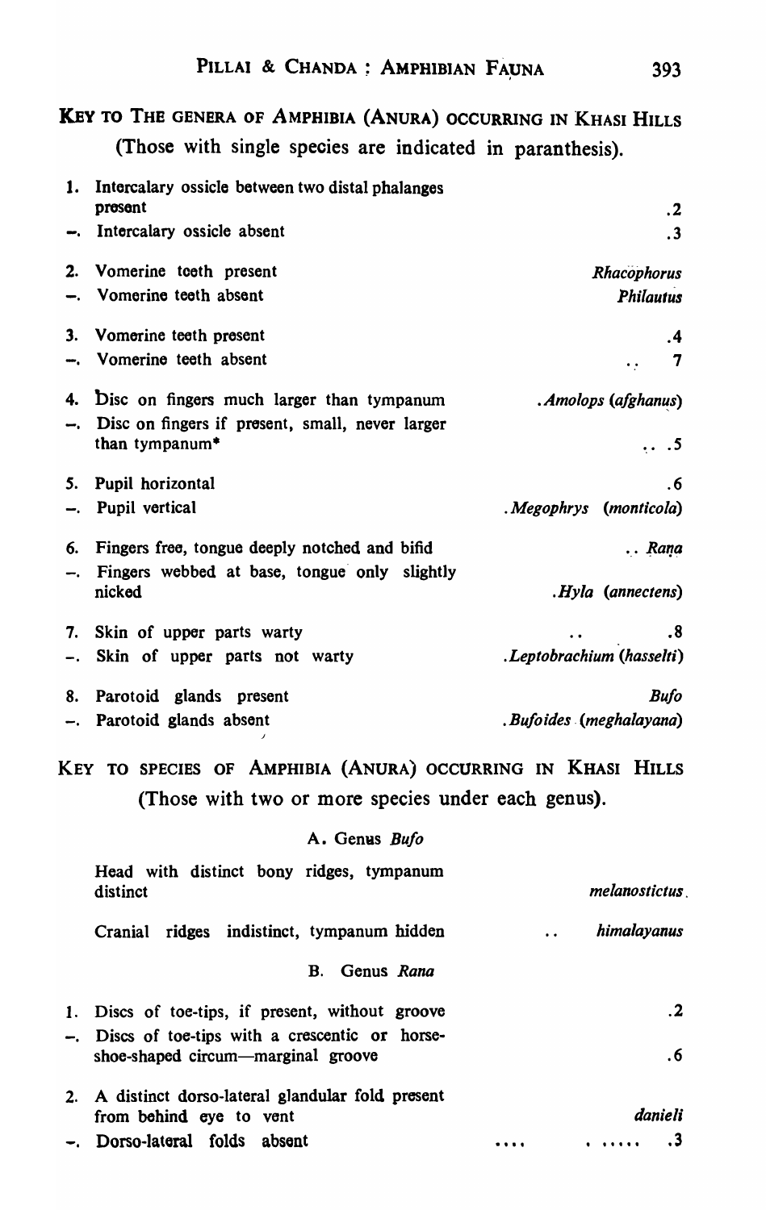## KEY TO THE GENERA OF AMPHIBIA (ANURA) OCCURRING IN KHASI HILLS

(Those with single species are indicated in paranthesis).

| | | |
|---|---|---|
| 1. | Intercalary ossicle between two distal phalanges present | .2 |
| –. | Intercalary ossicle absent | .3 |
| 2. | Vomerine teeth present | *Rhacophorus* |
| –. | Vomerine teeth absent | *Philautus* |
| 3. | Vomerine teeth present | .4 |
| –. | Vomerine teeth absent | .. 7 |
| 4. | Disc on fingers much larger than tympanum | .*Amolops* (*afghanus*) |
| –. | Disc on fingers if present, small, never larger than tympanum* | .. .5 |
| 5. | Pupil horizontal | .6 |
| –. | Pupil vertical | .*Megophrys* (*monticola*) |
| 6. | Fingers free, tongue deeply notched and bifid | .. *Rana* |
| –. | Fingers webbed at base, tongue only slightly nicked | .*Hyla* (*annectens*) |
| 7. | Skin of upper parts warty | .. .8 |
| –. | Skin of upper parts not warty | .*Leptobrachium* (*hasselti*) |
| 8. | Parotoid glands present | *Bufo* |
| –. | Parotoid glands absent | .*Bufoides* (*meghalayana*) |

## KEY TO SPECIES OF AMPHIBIA (ANURA) OCCURRING IN KHASI HILLS

(Those with two or more species under each genus).

### A. Genus *Bufo*

| | |
|---|---|
| Head with distinct bony ridges, tympanum distinct | *melanostictus*. |
| Cranial ridges indistinct, tympanum hidden | .. *himalayanus* |

### B. Genus *Rana*

| | | |
|---|---|---|
| 1. | Discs of toe-tips, if present, without groove | .2 |
| –. | Discs of toe-tips with a crescentic or horse-shoe-shaped circum—marginal groove | .6 |
| 2. | A distinct dorso-lateral glandular fold present from behind eye to vent | *danieli* |
| –. | Dorso-lateral folds absent | .... ...... .3 |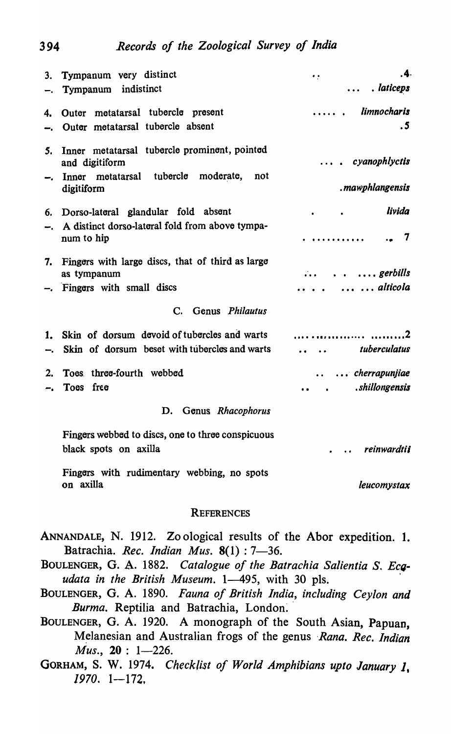| | | |
|---|---|---|
| 3. | Tympanum very distinct | .4 |
| –. | Tympanum indistinct | . *laticeps* |
| 4. | Outer metatarsal tubercle present | *limnocharis* |
| –. | Outer metatarsal tubercle absent | .5 |
| 5. | Inner metatarsal tubercle prominent, pointed and digitiform | *cyanophlyctis* |
| –. | Inner metatarsal tubercle moderate, not digitiform | .*mawphlangensis* |
| 6. | Dorso-lateral glandular fold absent | *livida* |
| –. | A distinct dorso-lateral fold from above tympanum to hip | 7 |
| 7. | Fingers with large discs, that of third as large as tympanum | *gerbills* |
| –. | Fingers with small discs | *alticola* |

C. Genus *Philautus*

| | | |
|---|---|---|
| 1. | Skin of dorsum devoid of tubercles and warts | 2 |
| –. | Skin of dorsum beset with tubercles and warts | *tuberculatus* |
| 2. | Toes three-fourth webbed | *cherrapunjiae* |
| –. | Toes free | .*shillongensis* |

D. Genus *Rhacophorus*

| | |
|---|---|
| Fingers webbed to discs, one to three conspicuous black spots on axilla | *reinwardtii* |
| Fingers with rudimentary webbing, no spots on axilla | *leucomystax* |

## REFERENCES

ANNANDALE, N. 1912. Zo ological results of the Abor expedition. 1. Batrachia. *Rec. Indian Mus.* **8**(1) : 7—36.

BOULENGER, G. A. 1882. *Catalogue of the Batrachia Salientia S. Ecaudata in the British Museum.* 1—495, with 30 pls.

BOULENGER, G. A. 1890. *Fauna of British India, including Ceylon and Burma.* Reptilia and Batrachia, London.

BOULENGER, G. A. 1920. A monograph of the South Asian, Papuan, Melanesian and Australian frogs of the genus *Rana. Rec. Indian Mus.*, **20** : 1—226.

GORHAM, S. W. 1974. *Checklist of World Amphibians upto January 1, 1970.* 1—172.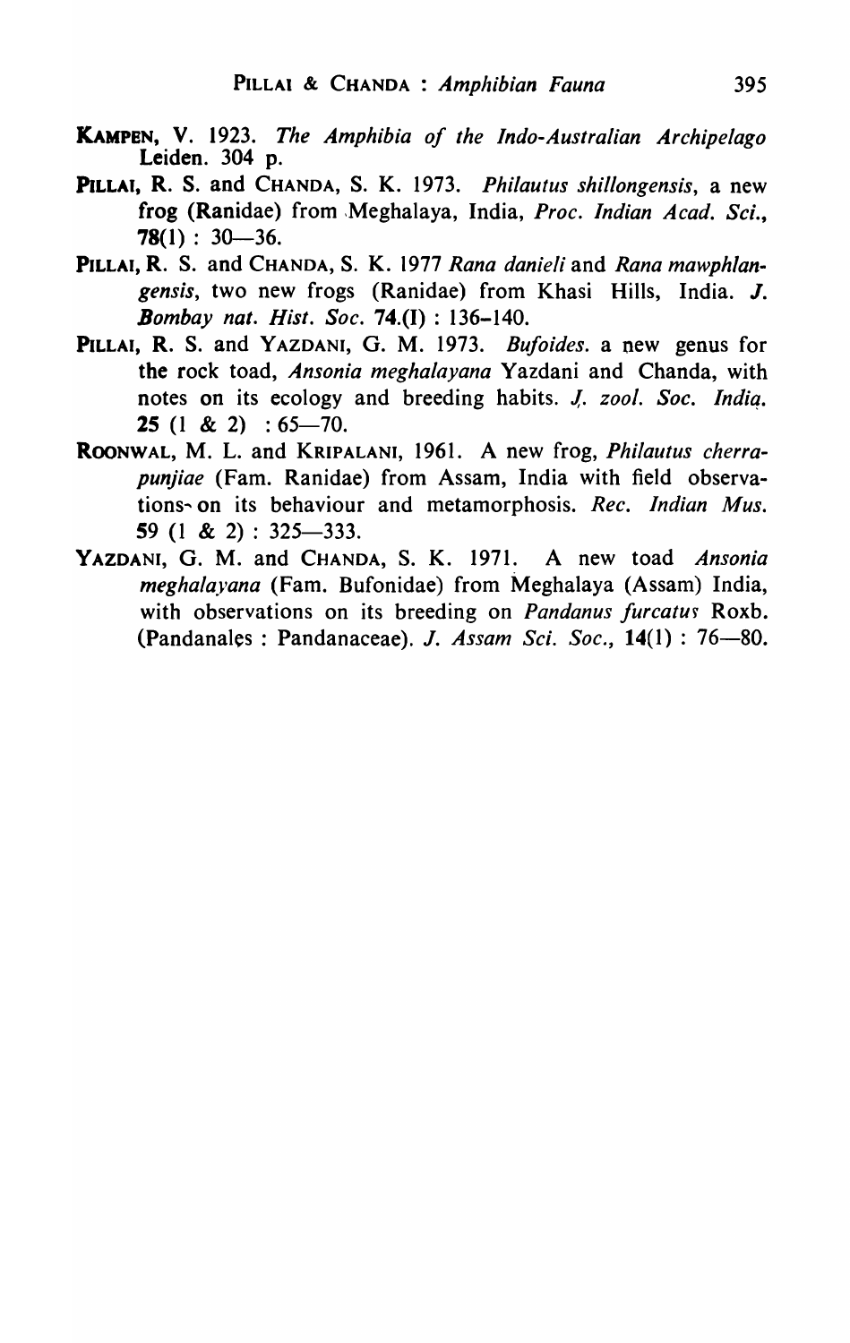**KAMPEN**, V. 1923. *The Amphibia of the Indo-Australian Archipelago* Leiden. 304 p.

**PILLAI**, R. S. and CHANDA, S. K. 1973. *Philautus shillongensis*, a new frog (Ranidae) from Meghalaya, India, *Proc. Indian Acad. Sci.*, **78**(1) : 30—36.

**PILLAI**, R. S. and CHANDA, S. K. 1977 *Rana danieli* and *Rana mawphlangensis*, two new frogs (Ranidae) from Khasi Hills, India. *J. Bombay nat. Hist. Soc.* **74**.(I) : 136-140.

**PILLAI**, R. S. and YAZDANI, G. M. 1973. *Bufoides*. a new genus for the rock toad, *Ansonia meghalayana* Yazdani and Chanda, with notes on its ecology and breeding habits. *J. zool. Soc. India.* **25** (1 & 2) : 65—70.

**ROONWAL**, M. L. and KRIPALANI, 1961. A new frog, *Philautus cherrapunjiae* (Fam. Ranidae) from Assam, India with field observations on its behaviour and metamorphosis. *Rec. Indian Mus.* **59** (1 & 2) : 325—333.

**YAZDANI**, G. M. and CHANDA, S. K. 1971. A new toad *Ansonia meghalayana* (Fam. Bufonidae) from Meghalaya (Assam) India, with observations on its breeding on *Pandanus furcatus* Roxb. (Pandanales : Pandanaceae). *J. Assam Sci. Soc.*, **14**(1) : 76—80.